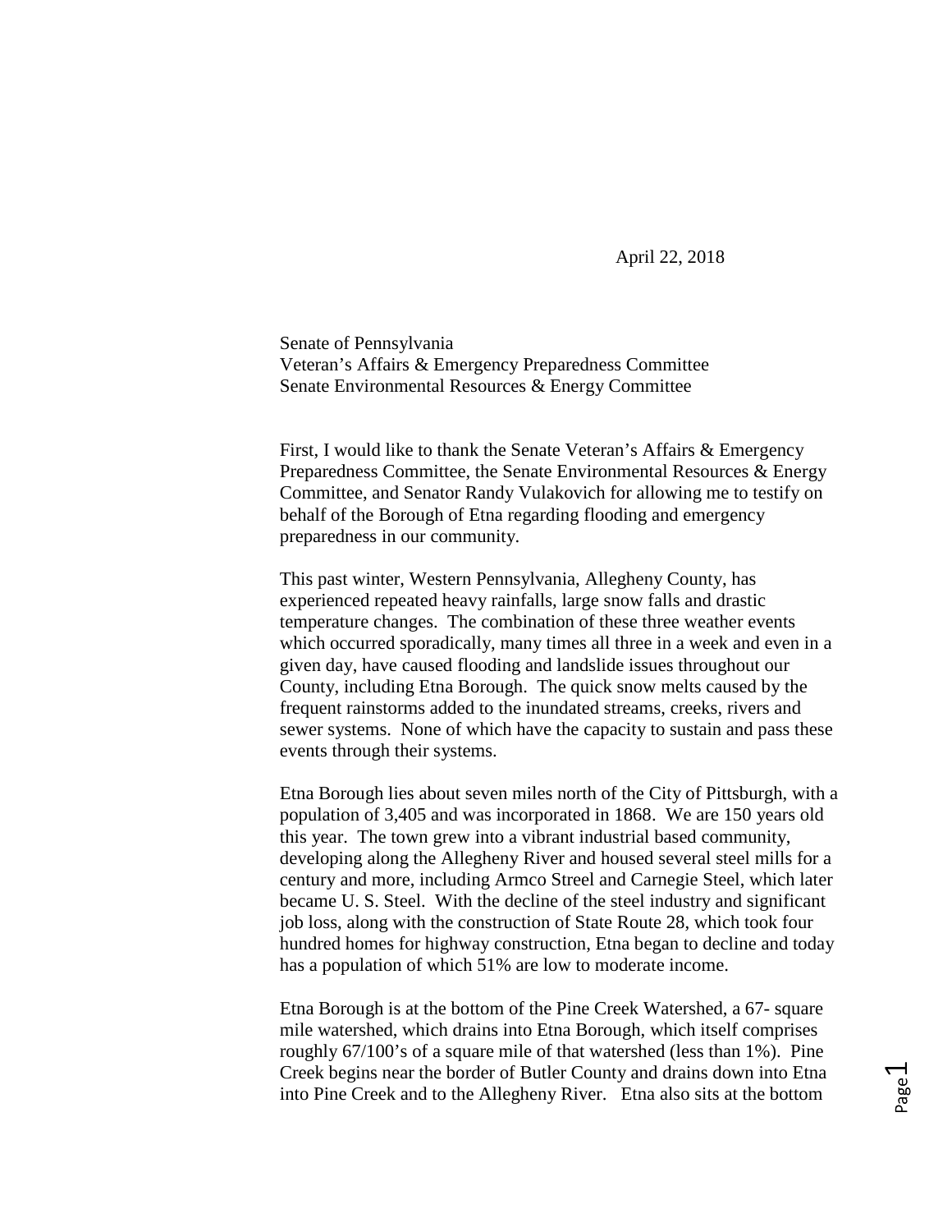April 22, 2018

Senate of Pennsylvania
Veteran's Affairs & Emergency Preparedness Committee
Senate Environmental Resources & Energy Committee

First, I would like to thank the Senate Veteran's Affairs & Emergency Preparedness Committee, the Senate Environmental Resources & Energy Committee, and Senator Randy Vulakovich for allowing me to testify on behalf of the Borough of Etna regarding flooding and emergency preparedness in our community.

This past winter, Western Pennsylvania, Allegheny County, has experienced repeated heavy rainfalls, large snow falls and drastic temperature changes. The combination of these three weather events which occurred sporadically, many times all three in a week and even in a given day, have caused flooding and landslide issues throughout our County, including Etna Borough. The quick snow melts caused by the frequent rainstorms added to the inundated streams, creeks, rivers and sewer systems. None of which have the capacity to sustain and pass these events through their systems.

Etna Borough lies about seven miles north of the City of Pittsburgh, with a population of 3,405 and was incorporated in 1868. We are 150 years old this year. The town grew into a vibrant industrial based community, developing along the Allegheny River and housed several steel mills for a century and more, including Armco Streel and Carnegie Steel, which later became U. S. Steel. With the decline of the steel industry and significant job loss, along with the construction of State Route 28, which took four hundred homes for highway construction, Etna began to decline and today has a population of which 51% are low to moderate income.

Etna Borough is at the bottom of the Pine Creek Watershed, a 67- square mile watershed, which drains into Etna Borough, which itself comprises roughly 67/100's of a square mile of that watershed (less than 1%). Pine Creek begins near the border of Butler County and drains down into Etna into Pine Creek and to the Allegheny River. Etna also sits at the bottom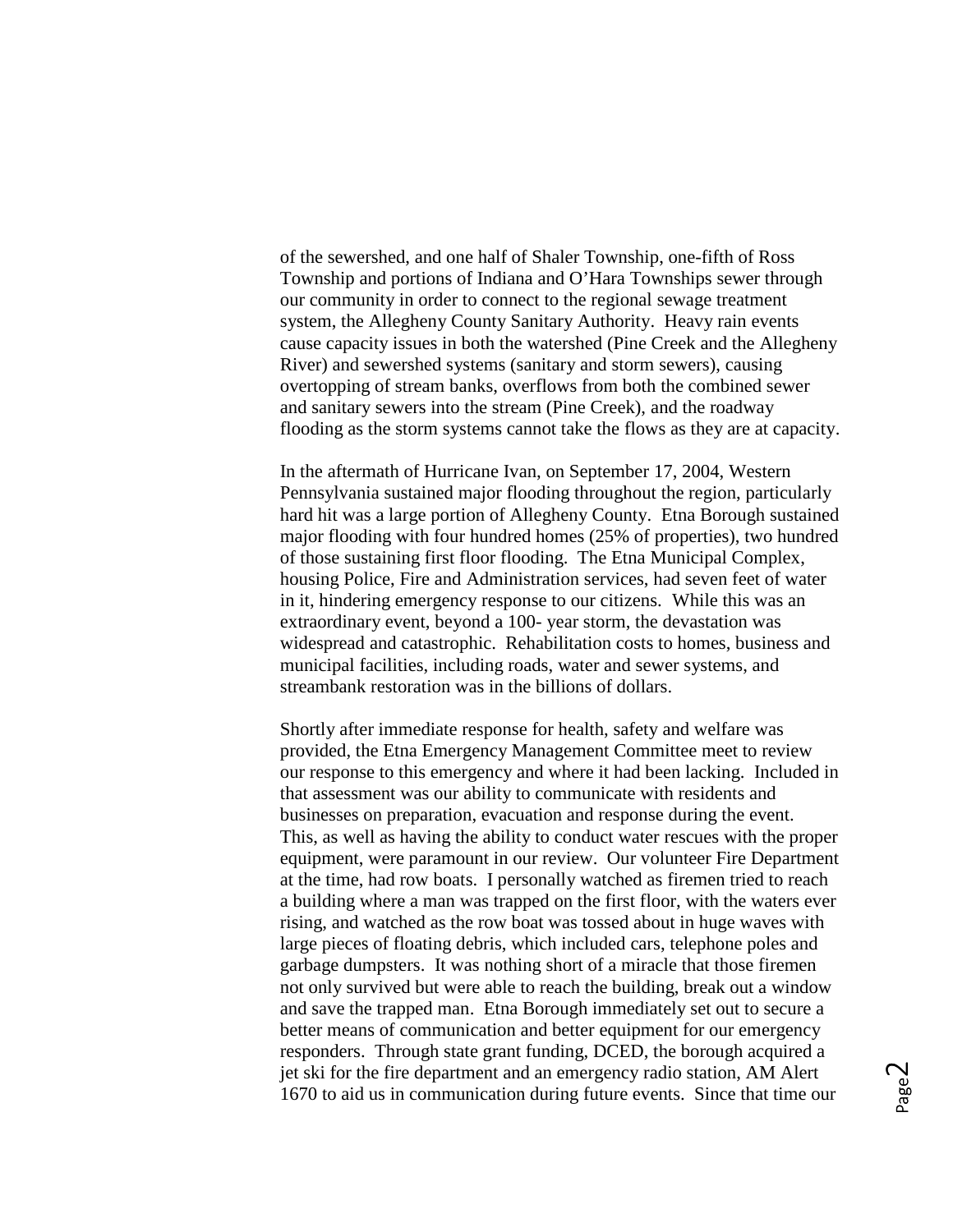of the sewershed, and one half of Shaler Township, one-fifth of Ross Township and portions of Indiana and O'Hara Townships sewer through our community in order to connect to the regional sewage treatment system, the Allegheny County Sanitary Authority. Heavy rain events cause capacity issues in both the watershed (Pine Creek and the Allegheny River) and sewershed systems (sanitary and storm sewers), causing overtopping of stream banks, overflows from both the combined sewer and sanitary sewers into the stream (Pine Creek), and the roadway flooding as the storm systems cannot take the flows as they are at capacity.

In the aftermath of Hurricane Ivan, on September 17, 2004, Western Pennsylvania sustained major flooding throughout the region, particularly hard hit was a large portion of Allegheny County. Etna Borough sustained major flooding with four hundred homes (25% of properties), two hundred of those sustaining first floor flooding. The Etna Municipal Complex, housing Police, Fire and Administration services, had seven feet of water in it, hindering emergency response to our citizens. While this was an extraordinary event, beyond a 100- year storm, the devastation was widespread and catastrophic. Rehabilitation costs to homes, business and municipal facilities, including roads, water and sewer systems, and streambank restoration was in the billions of dollars.

Shortly after immediate response for health, safety and welfare was provided, the Etna Emergency Management Committee meet to review our response to this emergency and where it had been lacking. Included in that assessment was our ability to communicate with residents and businesses on preparation, evacuation and response during the event. This, as well as having the ability to conduct water rescues with the proper equipment, were paramount in our review. Our volunteer Fire Department at the time, had row boats. I personally watched as firemen tried to reach a building where a man was trapped on the first floor, with the waters ever rising, and watched as the row boat was tossed about in huge waves with large pieces of floating debris, which included cars, telephone poles and garbage dumpsters. It was nothing short of a miracle that those firemen not only survived but were able to reach the building, break out a window and save the trapped man. Etna Borough immediately set out to secure a better means of communication and better equipment for our emergency responders. Through state grant funding, DCED, the borough acquired a jet ski for the fire department and an emergency radio station, AM Alert 1670 to aid us in communication during future events. Since that time our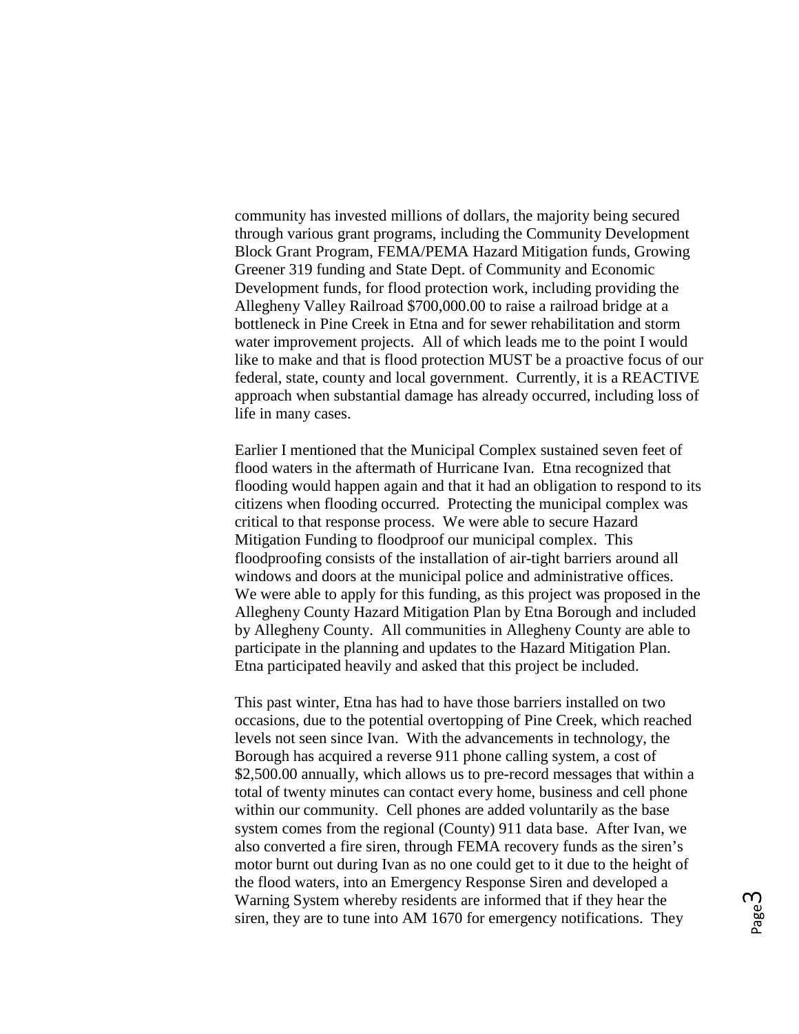community has invested millions of dollars, the majority being secured through various grant programs, including the Community Development Block Grant Program, FEMA/PEMA Hazard Mitigation funds, Growing Greener 319 funding and State Dept. of Community and Economic Development funds, for flood protection work, including providing the Allegheny Valley Railroad $700,000.00 to raise a railroad bridge at a bottleneck in Pine Creek in Etna and for sewer rehabilitation and storm water improvement projects. All of which leads me to the point I would like to make and that is flood protection MUST be a proactive focus of our federal, state, county and local government. Currently, it is a REACTIVE approach when substantial damage has already occurred, including loss of life in many cases.

Earlier I mentioned that the Municipal Complex sustained seven feet of flood waters in the aftermath of Hurricane Ivan. Etna recognized that flooding would happen again and that it had an obligation to respond to its citizens when flooding occurred. Protecting the municipal complex was critical to that response process. We were able to secure Hazard Mitigation Funding to floodproof our municipal complex. This floodproofing consists of the installation of air-tight barriers around all windows and doors at the municipal police and administrative offices. We were able to apply for this funding, as this project was proposed in the Allegheny County Hazard Mitigation Plan by Etna Borough and included by Allegheny County. All communities in Allegheny County are able to participate in the planning and updates to the Hazard Mitigation Plan. Etna participated heavily and asked that this project be included.

This past winter, Etna has had to have those barriers installed on two occasions, due to the potential overtopping of Pine Creek, which reached levels not seen since Ivan. With the advancements in technology, the Borough has acquired a reverse 911 phone calling system, a cost of $2,500.00 annually, which allows us to pre-record messages that within a total of twenty minutes can contact every home, business and cell phone within our community. Cell phones are added voluntarily as the base system comes from the regional (County) 911 data base. After Ivan, we also converted a fire siren, through FEMA recovery funds as the siren's motor burnt out during Ivan as no one could get to it due to the height of the flood waters, into an Emergency Response Siren and developed a Warning System whereby residents are informed that if they hear the siren, they are to tune into AM 1670 for emergency notifications. They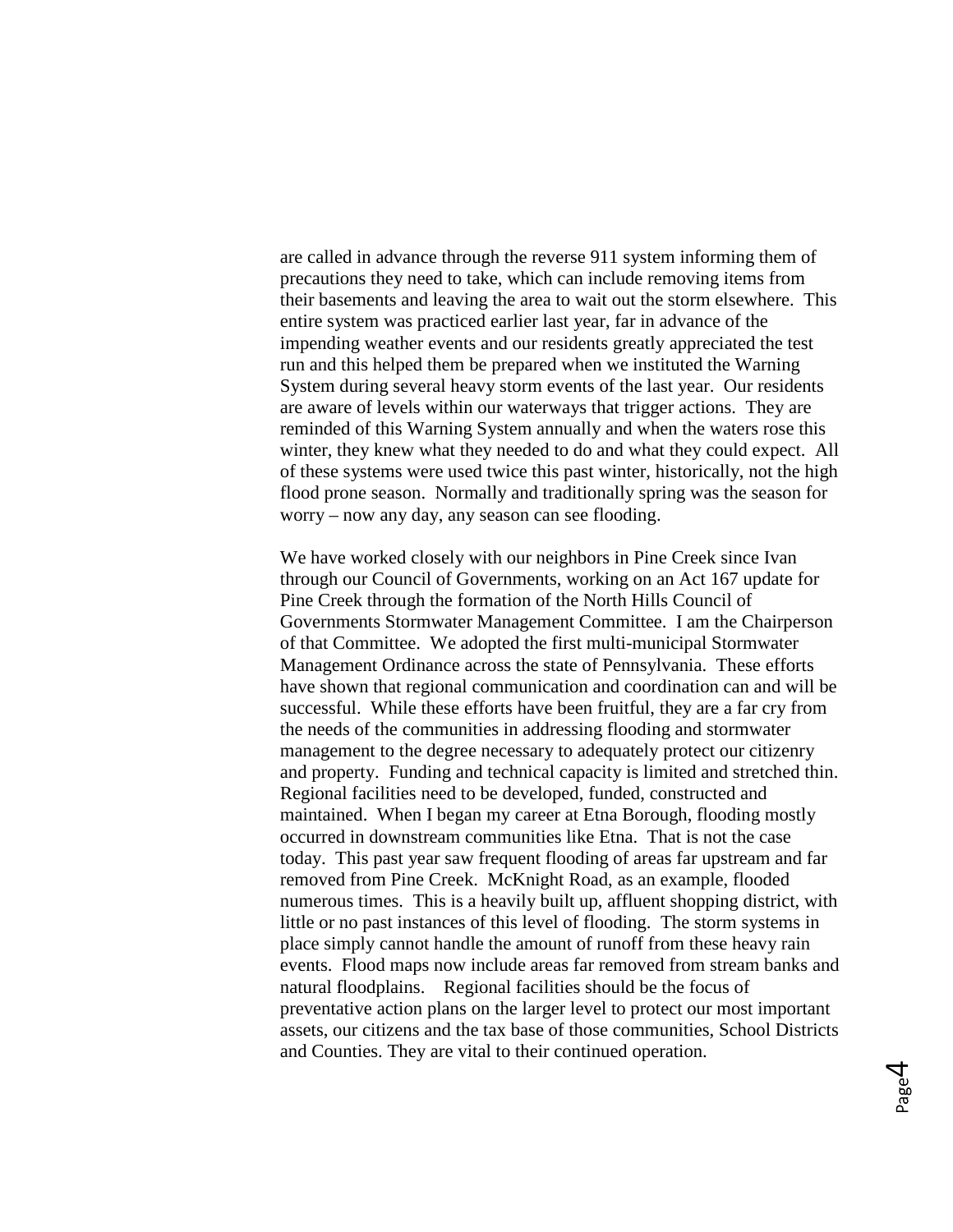are called in advance through the reverse 911 system informing them of precautions they need to take, which can include removing items from their basements and leaving the area to wait out the storm elsewhere. This entire system was practiced earlier last year, far in advance of the impending weather events and our residents greatly appreciated the test run and this helped them be prepared when we instituted the Warning System during several heavy storm events of the last year. Our residents are aware of levels within our waterways that trigger actions. They are reminded of this Warning System annually and when the waters rose this winter, they knew what they needed to do and what they could expect. All of these systems were used twice this past winter, historically, not the high flood prone season. Normally and traditionally spring was the season for worry – now any day, any season can see flooding.

We have worked closely with our neighbors in Pine Creek since Ivan through our Council of Governments, working on an Act 167 update for Pine Creek through the formation of the North Hills Council of Governments Stormwater Management Committee. I am the Chairperson of that Committee. We adopted the first multi-municipal Stormwater Management Ordinance across the state of Pennsylvania. These efforts have shown that regional communication and coordination can and will be successful. While these efforts have been fruitful, they are a far cry from the needs of the communities in addressing flooding and stormwater management to the degree necessary to adequately protect our citizenry and property. Funding and technical capacity is limited and stretched thin. Regional facilities need to be developed, funded, constructed and maintained. When I began my career at Etna Borough, flooding mostly occurred in downstream communities like Etna. That is not the case today. This past year saw frequent flooding of areas far upstream and far removed from Pine Creek. McKnight Road, as an example, flooded numerous times. This is a heavily built up, affluent shopping district, with little or no past instances of this level of flooding. The storm systems in place simply cannot handle the amount of runoff from these heavy rain events. Flood maps now include areas far removed from stream banks and natural floodplains. Regional facilities should be the focus of preventative action plans on the larger level to protect our most important assets, our citizens and the tax base of those communities, School Districts and Counties. They are vital to their continued operation.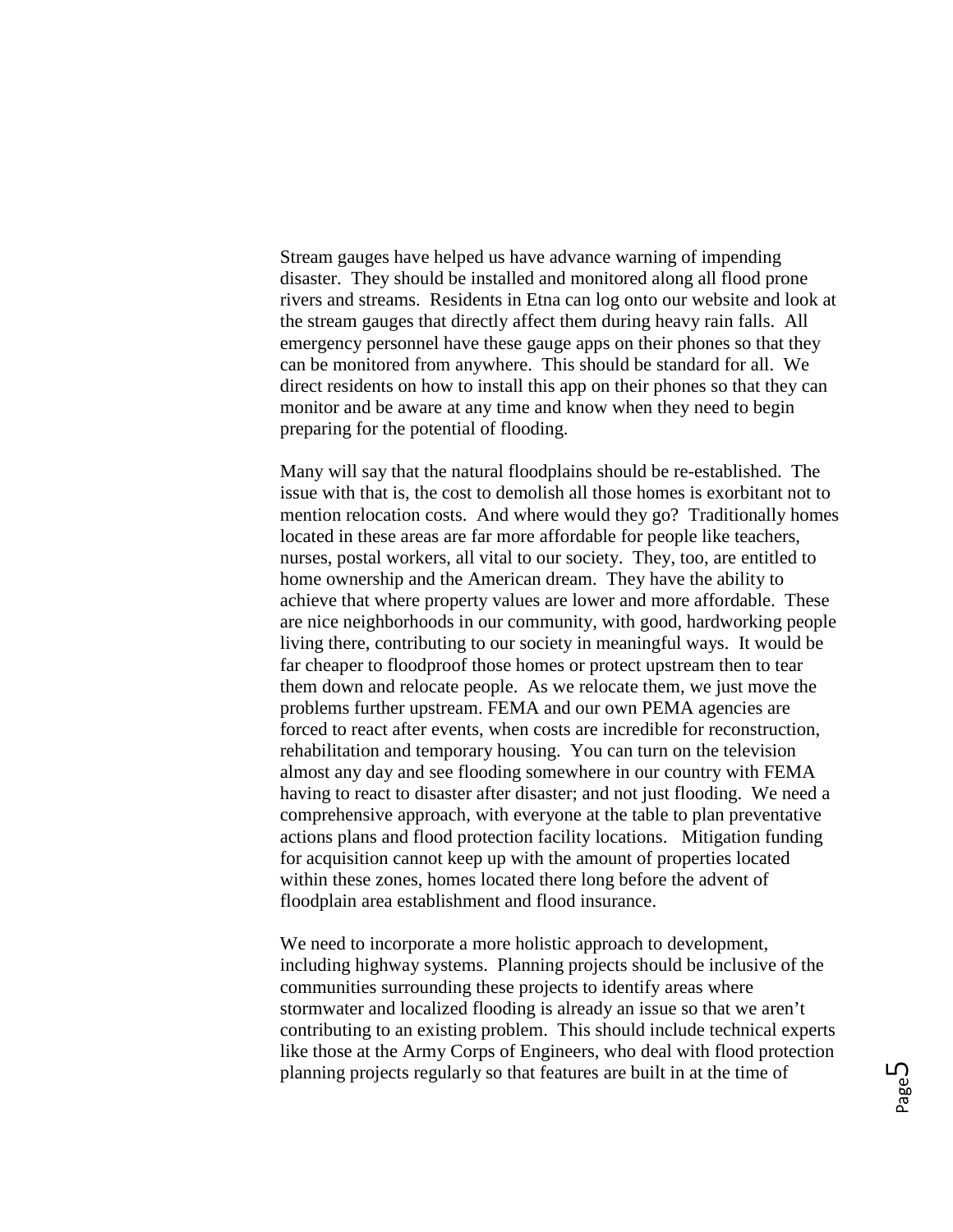Stream gauges have helped us have advance warning of impending disaster. They should be installed and monitored along all flood prone rivers and streams. Residents in Etna can log onto our website and look at the stream gauges that directly affect them during heavy rain falls. All emergency personnel have these gauge apps on their phones so that they can be monitored from anywhere. This should be standard for all. We direct residents on how to install this app on their phones so that they can monitor and be aware at any time and know when they need to begin preparing for the potential of flooding.

Many will say that the natural floodplains should be re-established. The issue with that is, the cost to demolish all those homes is exorbitant not to mention relocation costs. And where would they go? Traditionally homes located in these areas are far more affordable for people like teachers, nurses, postal workers, all vital to our society. They, too, are entitled to home ownership and the American dream. They have the ability to achieve that where property values are lower and more affordable. These are nice neighborhoods in our community, with good, hardworking people living there, contributing to our society in meaningful ways. It would be far cheaper to floodproof those homes or protect upstream then to tear them down and relocate people. As we relocate them, we just move the problems further upstream. FEMA and our own PEMA agencies are forced to react after events, when costs are incredible for reconstruction, rehabilitation and temporary housing. You can turn on the television almost any day and see flooding somewhere in our country with FEMA having to react to disaster after disaster; and not just flooding. We need a comprehensive approach, with everyone at the table to plan preventative actions plans and flood protection facility locations. Mitigation funding for acquisition cannot keep up with the amount of properties located within these zones, homes located there long before the advent of floodplain area establishment and flood insurance.

We need to incorporate a more holistic approach to development, including highway systems. Planning projects should be inclusive of the communities surrounding these projects to identify areas where stormwater and localized flooding is already an issue so that we aren't contributing to an existing problem. This should include technical experts like those at the Army Corps of Engineers, who deal with flood protection planning projects regularly so that features are built in at the time of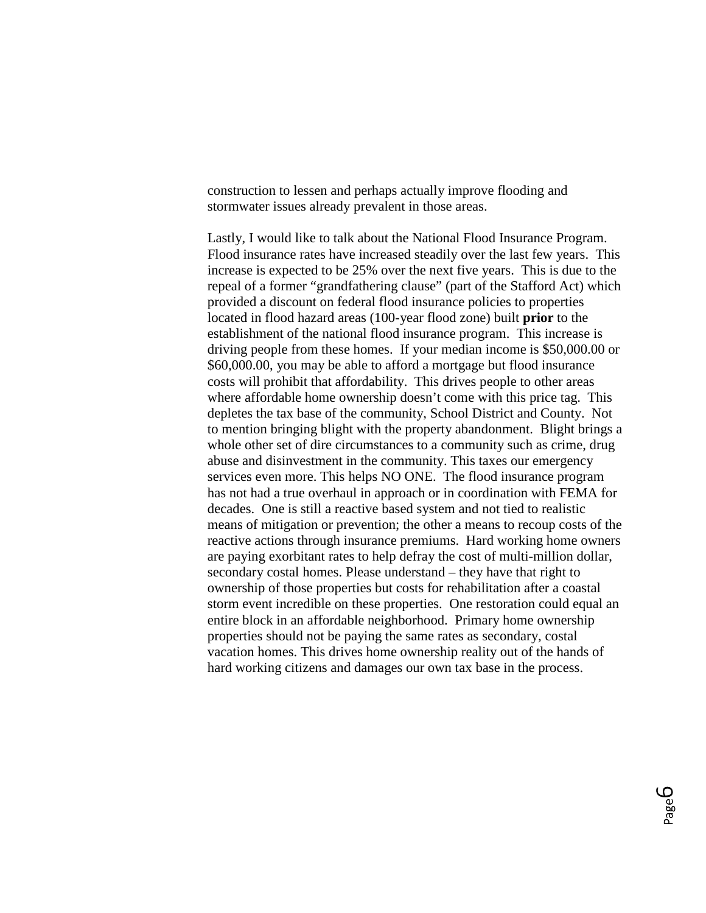construction to lessen and perhaps actually improve flooding and stormwater issues already prevalent in those areas.

Lastly, I would like to talk about the National Flood Insurance Program. Flood insurance rates have increased steadily over the last few years. This increase is expected to be 25% over the next five years. This is due to the repeal of a former "grandfathering clause" (part of the Stafford Act) which provided a discount on federal flood insurance policies to properties located in flood hazard areas (100-year flood zone) built **prior** to the establishment of the national flood insurance program. This increase is driving people from these homes. If your median income is $50,000.00 or $60,000.00, you may be able to afford a mortgage but flood insurance costs will prohibit that affordability. This drives people to other areas where affordable home ownership doesn't come with this price tag. This depletes the tax base of the community, School District and County. Not to mention bringing blight with the property abandonment. Blight brings a whole other set of dire circumstances to a community such as crime, drug abuse and disinvestment in the community. This taxes our emergency services even more. This helps NO ONE. The flood insurance program has not had a true overhaul in approach or in coordination with FEMA for decades. One is still a reactive based system and not tied to realistic means of mitigation or prevention; the other a means to recoup costs of the reactive actions through insurance premiums. Hard working home owners are paying exorbitant rates to help defray the cost of multi-million dollar, secondary costal homes. Please understand – they have that right to ownership of those properties but costs for rehabilitation after a coastal storm event incredible on these properties. One restoration could equal an entire block in an affordable neighborhood. Primary home ownership properties should not be paying the same rates as secondary, costal vacation homes. This drives home ownership reality out of the hands of hard working citizens and damages our own tax base in the process.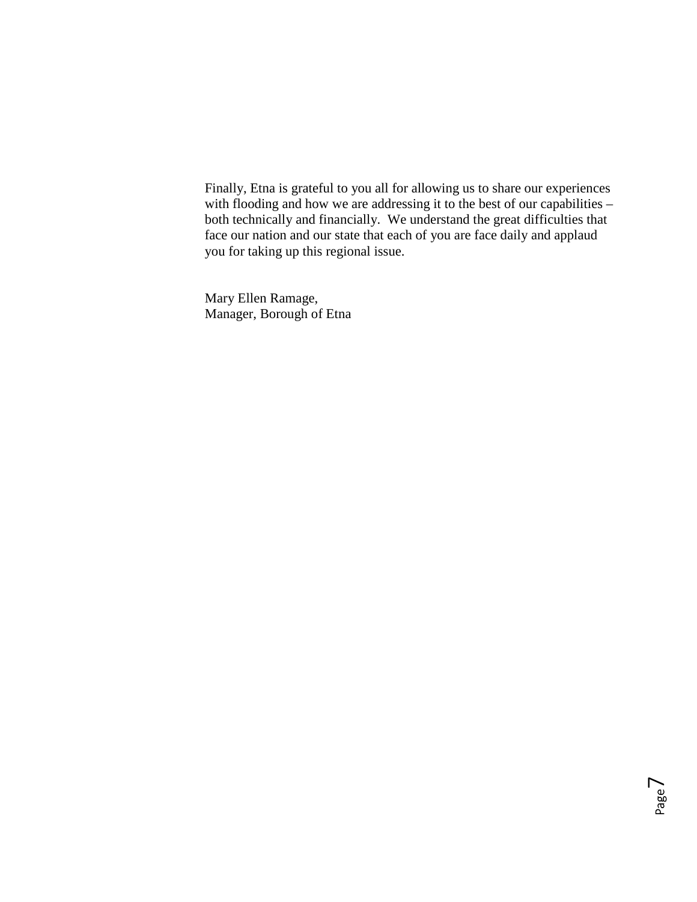Finally, Etna is grateful to you all for allowing us to share our experiences with flooding and how we are addressing it to the best of our capabilities – both technically and financially. We understand the great difficulties that face our nation and our state that each of you are face daily and applaud you for taking up this regional issue.

Mary Ellen Ramage,
Manager, Borough of Etna